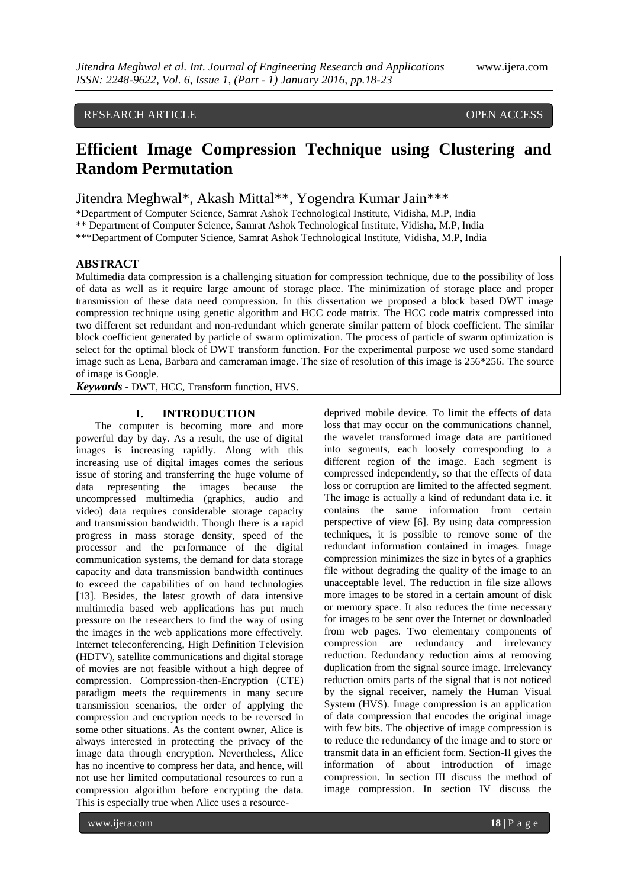RESEARCH ARTICLE OPEN ACCESS

# Efficient Image Compression Technique using Clustering and Random Permutation

Jitendra Meghwal*, Akash Mittal**, Yogendra Kumar Jain***

*Department of Computer Science, Samrat Ashok Technological Institute, Vidisha, M.P, India
** Department of Computer Science, Samrat Ashok Technological Institute, Vidisha, M.P, India
***Department of Computer Science, Samrat Ashok Technological Institute, Vidisha, M.P, India

## ABSTRACT

Multimedia data compression is a challenging situation for compression technique, due to the possibility of loss of data as well as it require large amount of storage place. The minimization of storage place and proper transmission of these data need compression. In this dissertation we proposed a block based DWT image compression technique using genetic algorithm and HCC code matrix. The HCC code matrix compressed into two different set redundant and non-redundant which generate similar pattern of block coefficient. The similar block coefficient generated by particle of swarm optimization. The process of particle of swarm optimization is select for the optimal block of DWT transform function. For the experimental purpose we used some standard image such as Lena, Barbara and cameraman image. The size of resolution of this image is 256*256. The source of image is Google.

***Keywords*** **-** DWT, HCC, Transform function, HVS.

## I. INTRODUCTION

The computer is becoming more and more powerful day by day. As a result, the use of digital images is increasing rapidly. Along with this increasing use of digital images comes the serious issue of storing and transferring the huge volume of data representing the images because the uncompressed multimedia (graphics, audio and video) data requires considerable storage capacity and transmission bandwidth. Though there is a rapid progress in mass storage density, speed of the processor and the performance of the digital communication systems, the demand for data storage capacity and data transmission bandwidth continues to exceed the capabilities of on hand technologies [13]. Besides, the latest growth of data intensive multimedia based web applications has put much pressure on the researchers to find the way of using the images in the web applications more effectively. Internet teleconferencing, High Definition Television (HDTV), satellite communications and digital storage of movies are not feasible without a high degree of compression. Compression-then-Encryption (CTE) paradigm meets the requirements in many secure transmission scenarios, the order of applying the compression and encryption needs to be reversed in some other situations. As the content owner, Alice is always interested in protecting the privacy of the image data through encryption. Nevertheless, Alice has no incentive to compress her data, and hence, will not use her limited computational resources to run a compression algorithm before encrypting the data. This is especially true when Alice uses a resource-deprived mobile device. To limit the effects of data loss that may occur on the communications channel, the wavelet transformed image data are partitioned into segments, each loosely corresponding to a different region of the image. Each segment is compressed independently, so that the effects of data loss or corruption are limited to the affected segment. The image is actually a kind of redundant data i.e. it contains the same information from certain perspective of view [6]. By using data compression techniques, it is possible to remove some of the redundant information contained in images. Image compression minimizes the size in bytes of a graphics file without degrading the quality of the image to an unacceptable level. The reduction in file size allows more images to be stored in a certain amount of disk or memory space. It also reduces the time necessary for images to be sent over the Internet or downloaded from web pages. Two elementary components of compression are redundancy and irrelevancy reduction. Redundancy reduction aims at removing duplication from the signal source image. Irrelevancy reduction omits parts of the signal that is not noticed by the signal receiver, namely the Human Visual System (HVS). Image compression is an application of data compression that encodes the original image with few bits. The objective of image compression is to reduce the redundancy of the image and to store or transmit data in an efficient form. Section-II gives the information of about introduction of image compression. In section III discuss the method of image compression. In section IV discuss the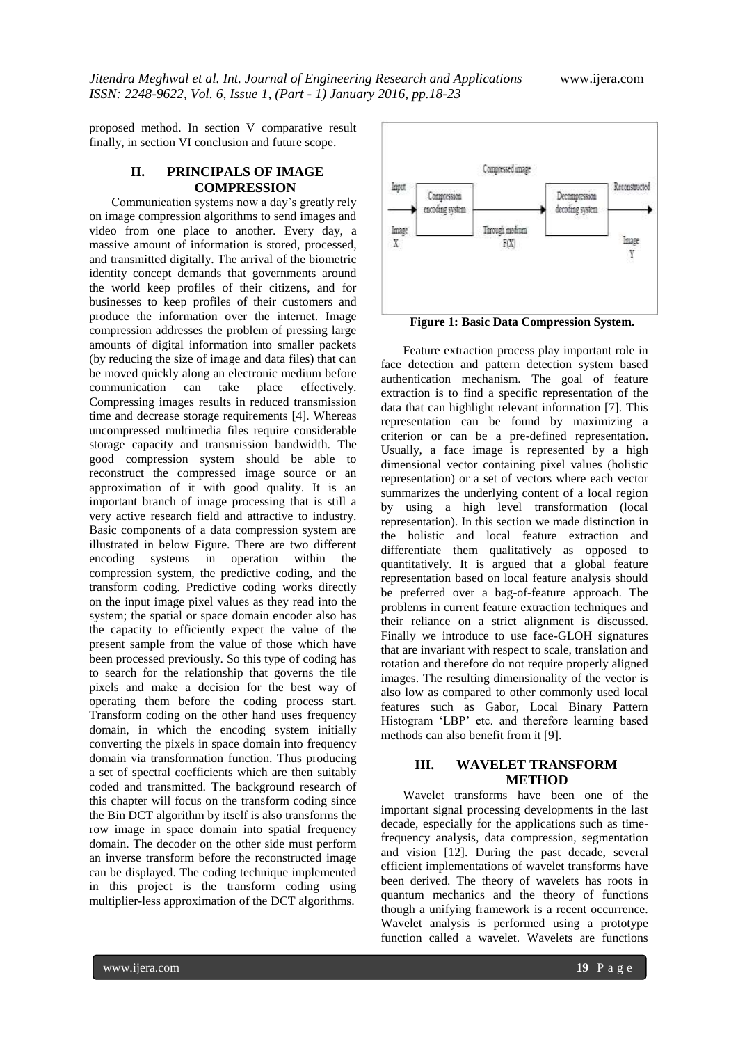proposed method. In section V comparative result finally, in section VI conclusion and future scope.

## II. PRINCIPALS OF IMAGE COMPRESSION

Communication systems now a day's greatly rely on image compression algorithms to send images and video from one place to another. Every day, a massive amount of information is stored, processed, and transmitted digitally. The arrival of the biometric identity concept demands that governments around the world keep profiles of their citizens, and for businesses to keep profiles of their customers and produce the information over the internet. Image compression addresses the problem of pressing large amounts of digital information into smaller packets (by reducing the size of image and data files) that can be moved quickly along an electronic medium before communication can take place effectively. Compressing images results in reduced transmission time and decrease storage requirements [4]. Whereas uncompressed multimedia files require considerable storage capacity and transmission bandwidth. The good compression system should be able to reconstruct the compressed image source or an approximation of it with good quality. It is an important branch of image processing that is still a very active research field and attractive to industry. Basic components of a data compression system are illustrated in below Figure. There are two different encoding systems in operation within the compression system, the predictive coding, and the transform coding. Predictive coding works directly on the input image pixel values as they read into the system; the spatial or space domain encoder also has the capacity to efficiently expect the value of the present sample from the value of those which have been processed previously. So this type of coding has to search for the relationship that governs the tile pixels and make a decision for the best way of operating them before the coding process start. Transform coding on the other hand uses frequency domain, in which the encoding system initially converting the pixels in space domain into frequency domain via transformation function. Thus producing a set of spectral coefficients which are then suitably coded and transmitted. The background research of this chapter will focus on the transform coding since the Bin DCT algorithm by itself is also transforms the row image in space domain into spatial frequency domain. The decoder on the other side must perform an inverse transform before the reconstructed image can be displayed. The coding technique implemented in this project is the transform coding using multiplier-less approximation of the DCT algorithms.

Input Image X → Compression encoding system → Compressed image Through medium F(X) → Decompression decoding system → Reconstructed Image Y

**Figure 1: Basic Data Compression System.**

Feature extraction process play important role in face detection and pattern detection system based authentication mechanism. The goal of feature extraction is to find a specific representation of the data that can highlight relevant information [7]. This representation can be found by maximizing a criterion or can be a pre-defined representation. Usually, a face image is represented by a high dimensional vector containing pixel values (holistic representation) or a set of vectors where each vector summarizes the underlying content of a local region by using a high level transformation (local representation). In this section we made distinction in the holistic and local feature extraction and differentiate them qualitatively as opposed to quantitatively. It is argued that a global feature representation based on local feature analysis should be preferred over a bag-of-feature approach. The problems in current feature extraction techniques and their reliance on a strict alignment is discussed. Finally we introduce to use face-GLOH signatures that are invariant with respect to scale, translation and rotation and therefore do not require properly aligned images. The resulting dimensionality of the vector is also low as compared to other commonly used local features such as Gabor, Local Binary Pattern Histogram 'LBP' etc. and therefore learning based methods can also benefit from it [9].

## III. WAVELET TRANSFORM METHOD

Wavelet transforms have been one of the important signal processing developments in the last decade, especially for the applications such as time-frequency analysis, data compression, segmentation and vision [12]. During the past decade, several efficient implementations of wavelet transforms have been derived. The theory of wavelets has roots in quantum mechanics and the theory of functions though a unifying framework is a recent occurrence. Wavelet analysis is performed using a prototype function called a wavelet. Wavelets are functions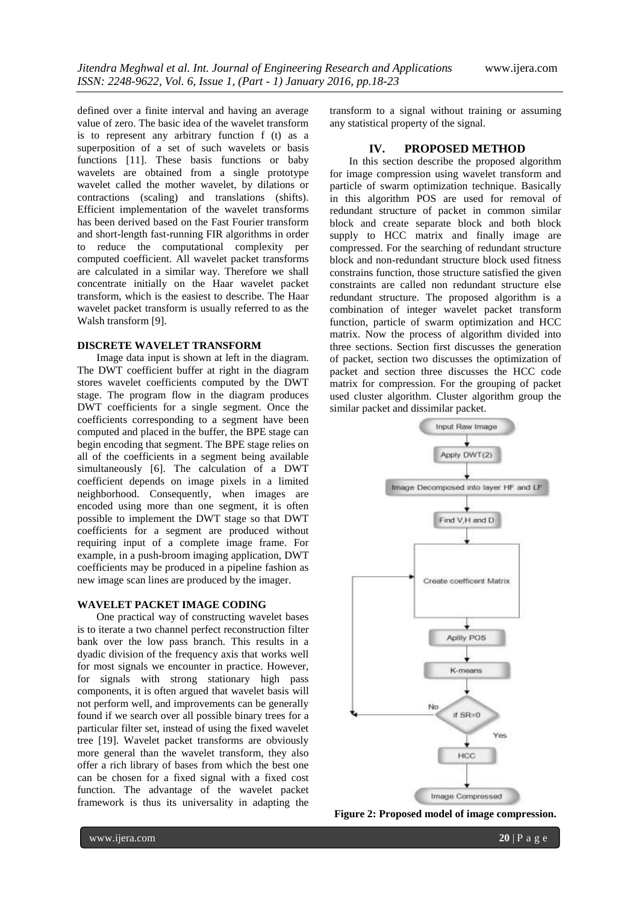defined over a finite interval and having an average value of zero. The basic idea of the wavelet transform is to represent any arbitrary function f (t) as a superposition of a set of such wavelets or basis functions [11]. These basis functions or baby wavelets are obtained from a single prototype wavelet called the mother wavelet, by dilations or contractions (scaling) and translations (shifts). Efficient implementation of the wavelet transforms has been derived based on the Fast Fourier transform and short-length fast-running FIR algorithms in order to reduce the computational complexity per computed coefficient. All wavelet packet transforms are calculated in a similar way. Therefore we shall concentrate initially on the Haar wavelet packet transform, which is the easiest to describe. The Haar wavelet packet transform is usually referred to as the Walsh transform [9].

### DISCRETE WAVELET TRANSFORM

Image data input is shown at left in the diagram. The DWT coefficient buffer at right in the diagram stores wavelet coefficients computed by the DWT stage. The program flow in the diagram produces DWT coefficients for a single segment. Once the coefficients corresponding to a segment have been computed and placed in the buffer, the BPE stage can begin encoding that segment. The BPE stage relies on all of the coefficients in a segment being available simultaneously [6]. The calculation of a DWT coefficient depends on image pixels in a limited neighborhood. Consequently, when images are encoded using more than one segment, it is often possible to implement the DWT stage so that DWT coefficients for a segment are produced without requiring input of a complete image frame. For example, in a push-broom imaging application, DWT coefficients may be produced in a pipeline fashion as new image scan lines are produced by the imager.

### WAVELET PACKET IMAGE CODING

One practical way of constructing wavelet bases is to iterate a two channel perfect reconstruction filter bank over the low pass branch. This results in a dyadic division of the frequency axis that works well for most signals we encounter in practice. However, for signals with strong stationary high pass components, it is often argued that wavelet basis will not perform well, and improvements can be generally found if we search over all possible binary trees for a particular filter set, instead of using the fixed wavelet tree [19]. Wavelet packet transforms are obviously more general than the wavelet transform, they also offer a rich library of bases from which the best one can be chosen for a fixed signal with a fixed cost function. The advantage of the wavelet packet framework is thus its universality in adapting the transform to a signal without training or assuming any statistical property of the signal.

## IV. PROPOSED METHOD

In this section describe the proposed algorithm for image compression using wavelet transform and particle of swarm optimization technique. Basically in this algorithm POS are used for removal of redundant structure of packet in common similar block and create separate block and both block supply to HCC matrix and finally image are compressed. For the searching of redundant structure block and non-redundant structure block used fitness constrains function, those structure satisfied the given constraints are called non redundant structure else redundant structure. The proposed algorithm is a combination of integer wavelet packet transform function, particle of swarm optimization and HCC matrix. Now the process of algorithm divided into three sections. Section first discusses the generation of packet, section two discusses the optimization of packet and section three discusses the HCC code matrix for compression. For the grouping of packet used cluster algorithm. Cluster algorithm group the similar packet and dissimilar packet.

Input Raw Image → Apply DWT(2) → Image Decomposed into layer HF and LF → Find V,H and D → Create coefficent Matrix → Aplily POS → K-means → if SR=0 (No: back to Create coefficent Matrix; Yes:) → HCC → Image Compressed

**Figure 2: Proposed model of image compression.**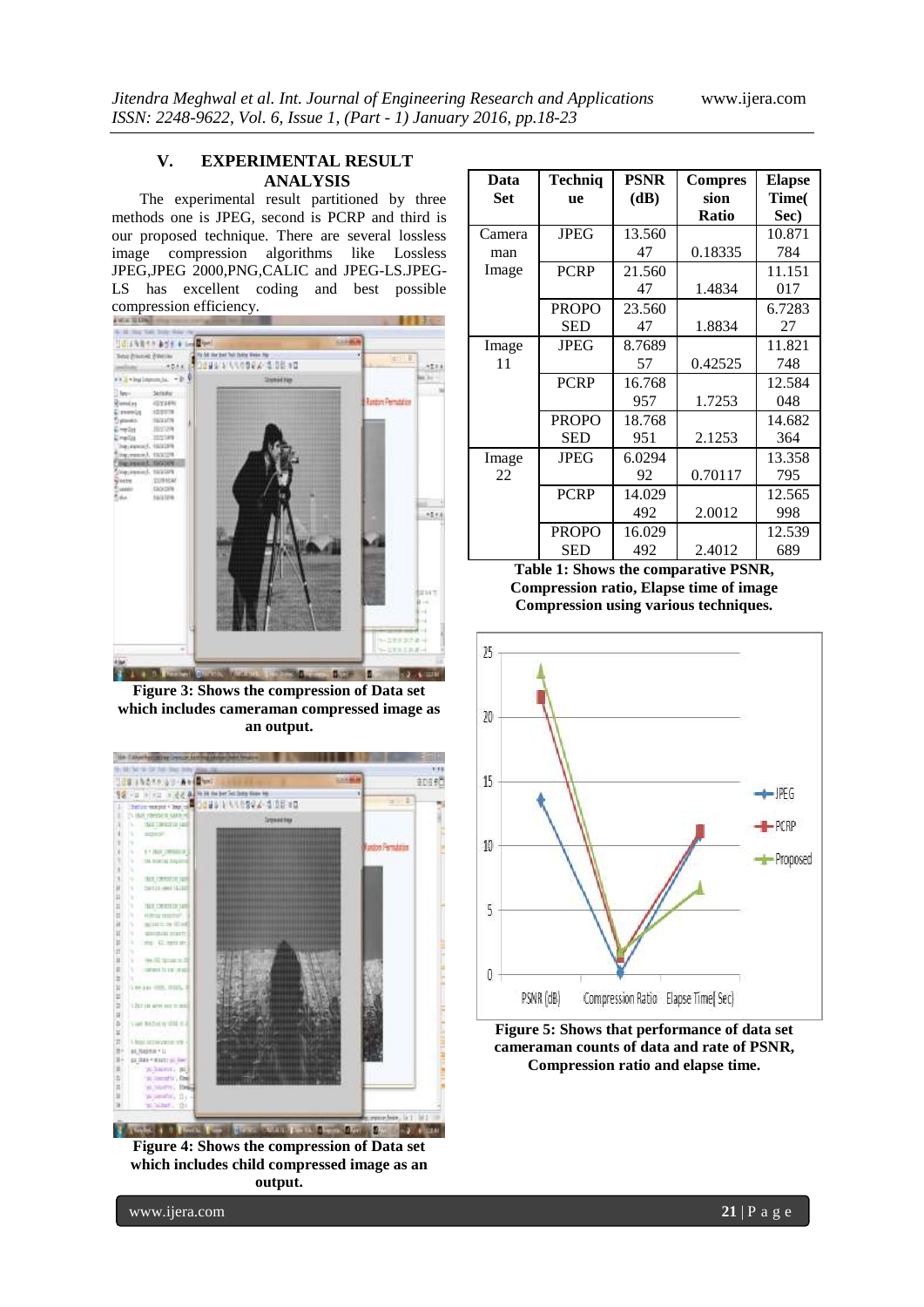## V. EXPERIMENTAL RESULT ANALYSIS

The experimental result partitioned by three methods one is JPEG, second is PCRP and third is our proposed technique. There are several lossless image compression algorithms like Lossless JPEG,JPEG 2000,PNG,CALIC and JPEG-LS.JPEG-LS has excellent coding and best possible compression efficiency.

**Figure 3: Shows the compression of Data set which includes cameraman compressed image as an output.**

**Figure 4: Shows the compression of Data set which includes child compressed image as an output.**

| Data Set | Technique | PSNR (dB) | Compression Ratio | Elapse Time( Sec) |
|---|---|---|---|---|
| Camera man Image | JPEG | 13.56047 | 0.18335 | 10.871784 |
| | PCRP | 21.56047 | 1.4834 | 11.151017 |
| | PROPOSED | 23.56047 | 1.8834 | 6.728327 |
| Image 11 | JPEG | 8.768957 | 0.42525 | 11.821748 |
| | PCRP | 16.768957 | 1.7253 | 12.584048 |
| | PROPOSED | 18.768951 | 2.1253 | 14.682364 |
| Image 22 | JPEG | 6.029492 | 0.70117 | 13.358795 |
| | PCRP | 14.029492 | 2.0012 | 12.565998 |
| | PROPOSED | 16.029492 | 2.4012 | 12.539689 |

**Table 1: Shows the comparative PSNR, Compression ratio, Elapse time of image Compression using various techniques.**

**Figure 5: Shows that performance of data set cameraman counts of data and rate of PSNR, Compression ratio and elapse time.**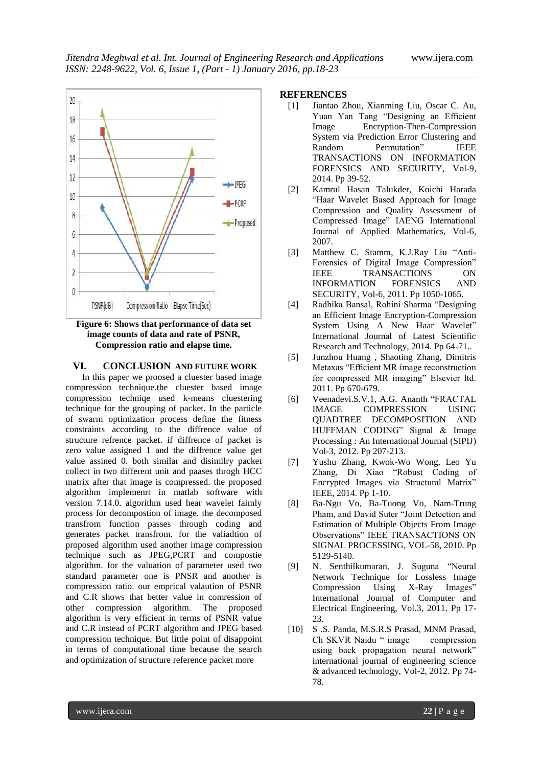Figure 6: Shows that performance of data set image counts of data and rate of PSNR, Compression ratio and elapse time.

## VI. CONCLUSION AND FUTURE WORK

In this paper we proosed a cluester based image compression technique.the cluester based image compression techniqe used k-means cluestering technique for the grouping of packet. In the particle of swarm optimization process define the fitness constraints according to the diffrence value of structure refrence packet. if diffrence of packet is zero value assigned 1 and the diffrence value get value assined 0. both similar and disimilry packet collect in two different unit and paases throgh HCC matrix after that image is compressed. the proposed algorithm implemenrt in matlab software with version 7.14.0. algorithm used hear wavelet faimly process for decompostion of image. the decomposed transfrom function passes through coding and generates packet transfrom. for the valiadtion of proposed algorithm used another image compression technique such as JPEG,PCRT and compostie algorithm. for the valuation of parameter used two standard parameter one is PNSR and another is compression ratio. our emprical valaution of PSNR and C.R shows that better value in comression of other compression algorithm. The proposed algorithm is very efficient in terms of PSNR value and C.R instead of PCRT algorithm and JPEG based compression technique. But little point of disappoint in terms of computational time because the search and optimization of structure reference packet more

## REFERENCES

[1] Jiantao Zhou, Xianming Liu, Oscar C. Au, Yuan Yan Tang "Designing an Efficient Image Encryption-Then-Compression System via Prediction Error Clustering and Random Permutation" IEEE TRANSACTIONS ON INFORMATION FORENSICS AND SECURITY, Vol-9, 2014. Pp 39-52.

[2] Kamrul Hasan Talukder, Koichi Harada "Haar Wavelet Based Approach for Image Compression and Quality Assessment of Compressed Image" IAENG International Journal of Applied Mathematics, Vol-6, 2007.

[3] Matthew C. Stamm, K.J.Ray Liu "Anti-Forensics of Digital Image Compression" IEEE TRANSACTIONS ON INFORMATION FORENSICS AND SECURITY, Vol-6, 2011. Pp 1050-1065.

[4] Radhika Bansal, Rohini Sharma "Designing an Efficient Image Encryption-Compression System Using A New Haar Wavelet" International Journal of Latest Scientific Research and Technology, 2014. Pp 64-71..

[5] Junzhou Huang , Shaoting Zhang, Dimitris Metaxas "Efficient MR image reconstruction for compressed MR imaging" Elsevier ltd. 2011. Pp 670-679.

[6] Veenadevi.S.V.1, A.G. Ananth "FRACTAL IMAGE COMPRESSION USING QUADTREE DECOMPOSITION AND HUFFMAN CODING" Signal & Image Processing : An International Journal (SIPIJ) Vol-3, 2012. Pp 207-213.

[7] Yushu Zhang, Kwok-Wo Wong, Leo Yu Zhang, Di Xiao "Robust Coding of Encrypted Images via Structural Matrix" IEEE, 2014. Pp 1-10.

[8] Ba-Ngu Vo, Ba-Tuong Vo, Nam-Trung Pham, and David Suter "Joint Detection and Estimation of Multiple Objects From Image Observations" IEEE TRANSACTIONS ON SIGNAL PROCESSING, VOL-58, 2010. Pp 5129-5140.

[9] N. Senthilkumaran, J. Suguna "Neural Network Technique for Lossless Image Compression Using X-Ray Images" International Journal of Computer and Electrical Engineering, Vol.3, 2011. Pp 17-23.

[10] S .S. Panda, M.S.R.S Prasad, MNM Prasad, Ch SKVR Naidu " image compression using back propagation neural network" international journal of engineering science & advanced technology, Vol-2, 2012. Pp 74-78.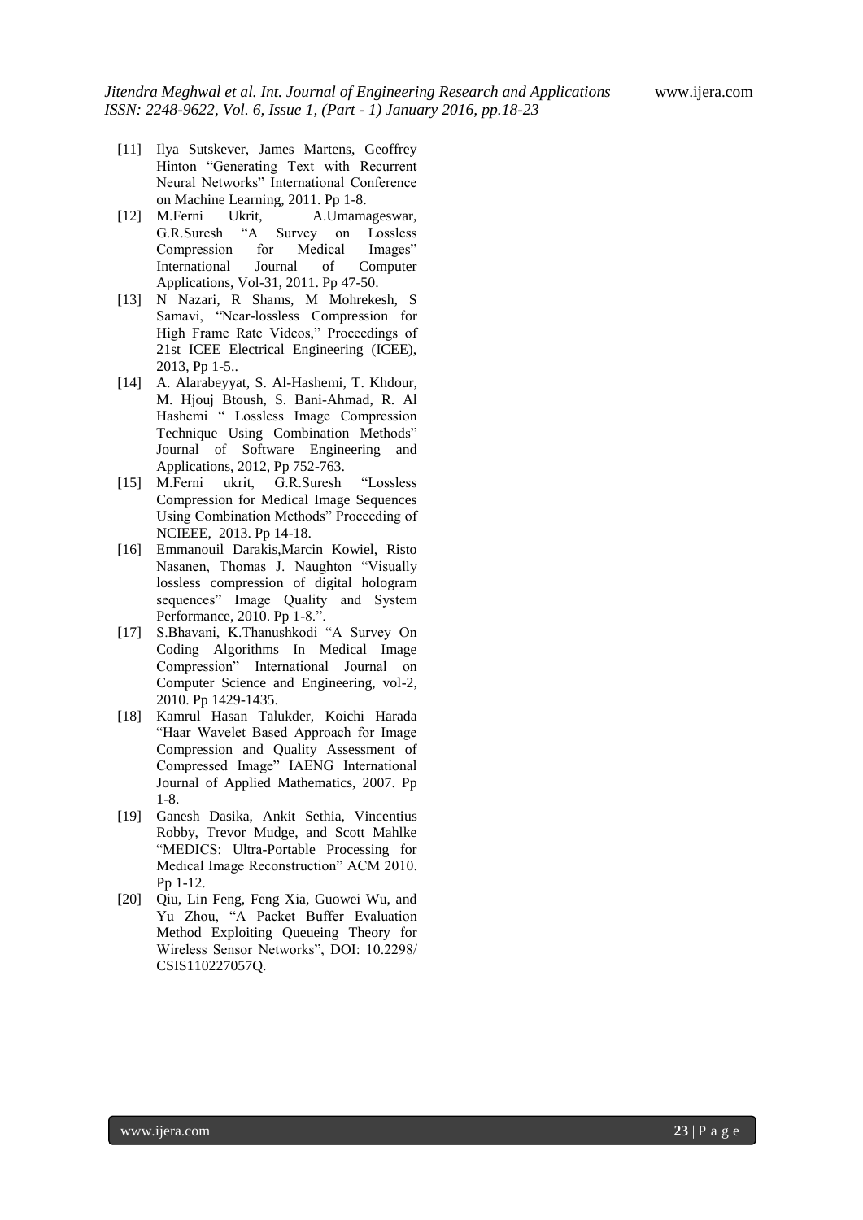[11] Ilya Sutskever, James Martens, Geoffrey Hinton "Generating Text with Recurrent Neural Networks" International Conference on Machine Learning, 2011. Pp 1-8.

[12] M.Ferni Ukrit, A.Umamageswar, G.R.Suresh "A Survey on Lossless Compression for Medical Images" International Journal of Computer Applications, Vol-31, 2011. Pp 47-50.

[13] N Nazari, R Shams, M Mohrekesh, S Samavi, "Near-lossless Compression for High Frame Rate Videos," Proceedings of 21st ICEE Electrical Engineering (ICEE), 2013, Pp 1-5..

[14] A. Alarabeyyat, S. Al-Hashemi, T. Khdour, M. Hjouj Btoush, S. Bani-Ahmad, R. Al Hashemi " Lossless Image Compression Technique Using Combination Methods" Journal of Software Engineering and Applications, 2012, Pp 752-763.

[15] M.Ferni ukrit, G.R.Suresh "Lossless Compression for Medical Image Sequences Using Combination Methods" Proceeding of NCIEEE, 2013. Pp 14-18.

[16] Emmanouil Darakis,Marcin Kowiel, Risto Nasanen, Thomas J. Naughton "Visually lossless compression of digital hologram sequences" Image Quality and System Performance, 2010. Pp 1-8.".

[17] S.Bhavani, K.Thanushkodi "A Survey On Coding Algorithms In Medical Image Compression" International Journal on Computer Science and Engineering, vol-2, 2010. Pp 1429-1435.

[18] Kamrul Hasan Talukder, Koichi Harada "Haar Wavelet Based Approach for Image Compression and Quality Assessment of Compressed Image" IAENG International Journal of Applied Mathematics, 2007. Pp 1-8.

[19] Ganesh Dasika, Ankit Sethia, Vincentius Robby, Trevor Mudge, and Scott Mahlke "MEDICS: Ultra-Portable Processing for Medical Image Reconstruction" ACM 2010. Pp 1-12.

[20] Qiu, Lin Feng, Feng Xia, Guowei Wu, and Yu Zhou, "A Packet Buffer Evaluation Method Exploiting Queueing Theory for Wireless Sensor Networks", DOI: 10.2298/ CSIS110227057Q.